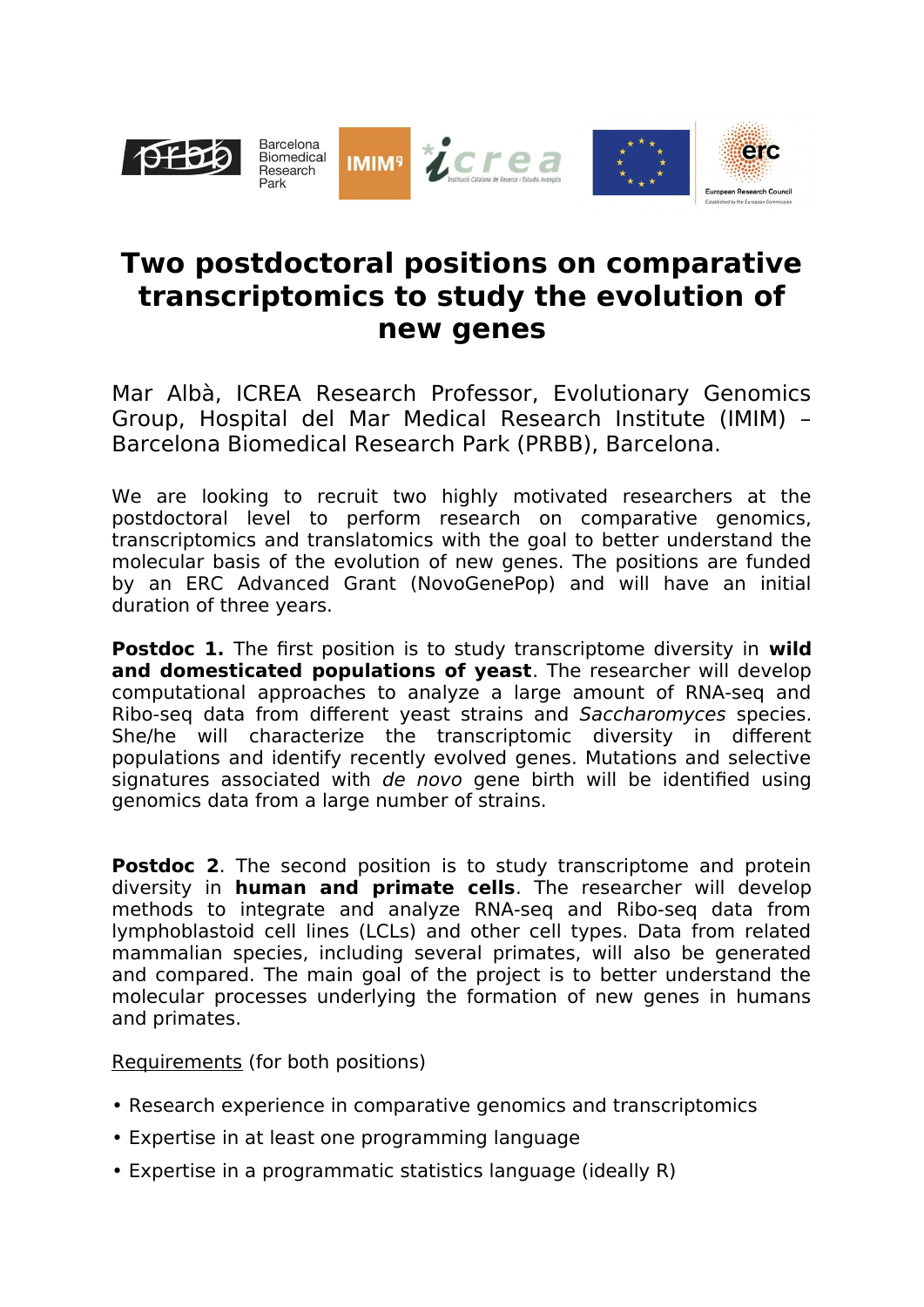# Two postdoctoral positions on comparative transcriptomics to study the evolution of new genes

Mar Albà, ICREA Research Professor, Evolutionary Genomics Group, Hospital del Mar Medical Research Institute (IMIM) – Barcelona Biomedical Research Park (PRBB), Barcelona.

We are looking to recruit two highly motivated researchers at the postdoctoral level to perform research on comparative genomics, transcriptomics and translatomics with the goal to better understand the molecular basis of the evolution of new genes. The positions are funded by an ERC Advanced Grant (NovoGenePop) and will have an initial duration of three years.

**Postdoc 1.** The first position is to study transcriptome diversity in **wild and domesticated populations of yeast**. The researcher will develop computational approaches to analyze a large amount of RNA-seq and Ribo-seq data from different yeast strains and *Saccharomyces* species. She/he will characterize the transcriptomic diversity in different populations and identify recently evolved genes. Mutations and selective signatures associated with *de novo* gene birth will be identified using genomics data from a large number of strains.

**Postdoc 2**. The second position is to study transcriptome and protein diversity in **human and primate cells**. The researcher will develop methods to integrate and analyze RNA-seq and Ribo-seq data from lymphoblastoid cell lines (LCLs) and other cell types. Data from related mammalian species, including several primates, will also be generated and compared. The main goal of the project is to better understand the molecular processes underlying the formation of new genes in humans and primates.

Requirements (for both positions)

- Research experience in comparative genomics and transcriptomics
- Expertise in at least one programming language
- Expertise in a programmatic statistics language (ideally R)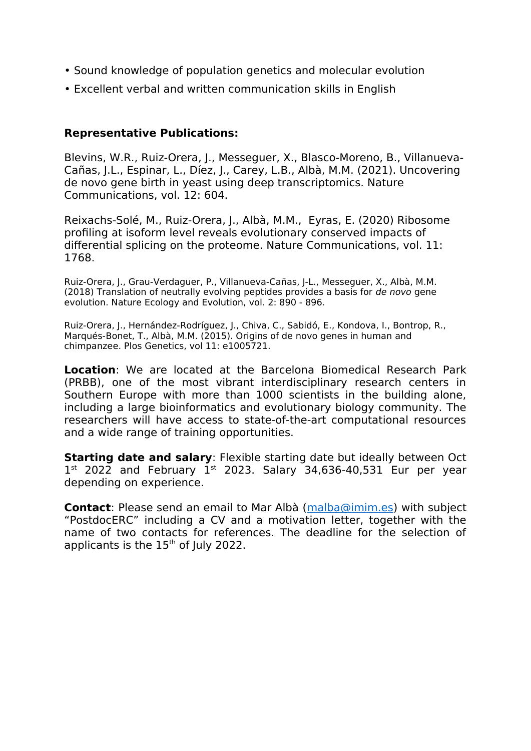- Sound knowledge of population genetics and molecular evolution
- Excellent verbal and written communication skills in English

**Representative Publications:**

Blevins, W.R., Ruiz-Orera, J., Messeguer, X., Blasco-Moreno, B., Villanueva-Cañas, J.L., Espinar, L., Díez, J., Carey, L.B., Albà, M.M. (2021). Uncovering de novo gene birth in yeast using deep transcriptomics. Nature Communications, vol. 12: 604.

Reixachs-Solé, M., Ruiz-Orera, J., Albà, M.M., Eyras, E. (2020) Ribosome profiling at isoform level reveals evolutionary conserved impacts of differential splicing on the proteome. Nature Communications, vol. 11: 1768.

Ruiz-Orera, J., Grau-Verdaguer, P., Villanueva-Cañas, J-L., Messeguer, X., Albà, M.M. (2018) Translation of neutrally evolving peptides provides a basis for *de novo* gene evolution. Nature Ecology and Evolution, vol. 2: 890 - 896.

Ruiz-Orera, J., Hernández-Rodríguez, J., Chiva, C., Sabidó, E., Kondova, I., Bontrop, R., Marqués-Bonet, T., Albà, M.M. (2015). Origins of de novo genes in human and chimpanzee. Plos Genetics, vol 11: e1005721.

**Location**: We are located at the Barcelona Biomedical Research Park (PRBB), one of the most vibrant interdisciplinary research centers in Southern Europe with more than 1000 scientists in the building alone, including a large bioinformatics and evolutionary biology community. The researchers will have access to state-of-the-art computational resources and a wide range of training opportunities.

**Starting date and salary**: Flexible starting date but ideally between Oct 1st 2022 and February 1st 2023. Salary 34,636-40,531 Eur per year depending on experience.

**Contact**: Please send an email to Mar Albà (malba@imim.es) with subject "PostdocERC" including a CV and a motivation letter, together with the name of two contacts for references. The deadline for the selection of applicants is the 15th of July 2022.